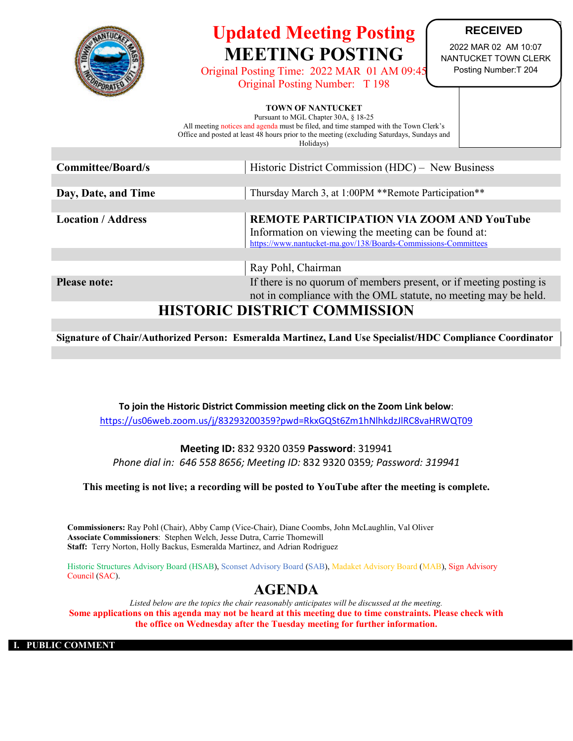# Updated Meeting Posting

# MEETING POSTING

Original Posting Time: 2022 MAR 01 AM 09:45
Original Posting Number: T 198

**RECEIVED**
2022 MAR 02 AM 10:07
NANTUCKET TOWN CLERK
Posting Number:T 204

**TOWN OF NANTUCKET**
Pursuant to MGL Chapter 30A, § 18-25
All meeting notices and agenda must be filed, and time stamped with the Town Clerk's Office and posted at least 48 hours prior to the meeting (excluding Saturdays, Sundays and Holidays)

| | |
|---|---|
| **Committee/Board/s** | Historic District Commission (HDC) – New Business |
| **Day, Date, and Time** | Thursday March 3, at 1:00PM **Remote Participation** |
| **Location / Address** | **REMOTE PARTICIPATION VIA ZOOM AND YouTube** Information on viewing the meeting can be found at: https://www.nantucket-ma.gov/138/Boards-Commissions-Committees |
| | Ray Pohl, Chairman |
| **Please note:** | If there is no quorum of members present, or if meeting posting is not in compliance with the OML statute, no meeting may be held. |

## HISTORIC DISTRICT COMMISSION

**Signature of Chair/Authorized Person: Esmeralda Martinez, Land Use Specialist/HDC Compliance Coordinator**

**To join the Historic District Commission meeting click on the Zoom Link below**:
https://us06web.zoom.us/j/83293200359?pwd=RkxGQSt6Zm1hNlhkdzJlRC8vaHRWQT09

**Meeting ID:** 832 9320 0359 **Password**: 319941
*Phone dial in: 646 558 8656; Meeting ID:* 832 9320 0359*; Password: 319941*

**This meeting is not live; a recording will be posted to YouTube after the meeting is complete.**

**Commissioners:** Ray Pohl (Chair), Abby Camp (Vice-Chair), Diane Coombs, John McLaughlin, Val Oliver
**Associate Commissioners**: Stephen Welch, Jesse Dutra, Carrie Thornewill
**Staff:** Terry Norton, Holly Backus, Esmeralda Martinez, and Adrian Rodriguez

Historic Structures Advisory Board (HSAB), Sconset Advisory Board (SAB), Madaket Advisory Board (MAB), Sign Advisory Council (SAC).

## AGENDA

*Listed below are the topics the chair reasonably anticipates will be discussed at the meeting.*

**Some applications on this agenda may not be heard at this meeting due to time constraints. Please check with the office on Wednesday after the Tuesday meeting for further information.**

### I. PUBLIC COMMENT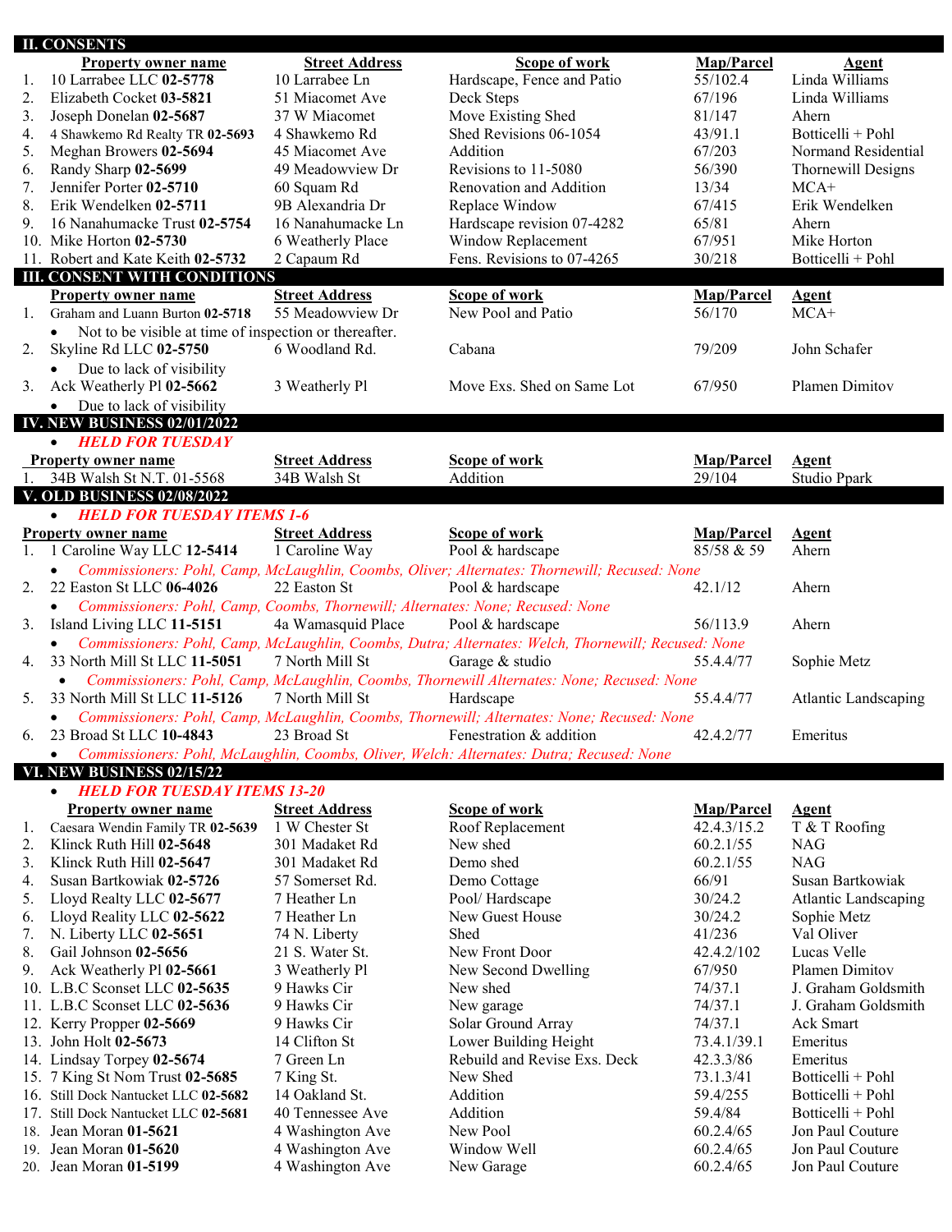## II. CONSENTS

| | Property owner name | Street Address | Scope of work | Map/Parcel | Agent |
|---|---|---|---|---|---|
| 1. | 10 Larrabee LLC **02-5778** | 10 Larrabee Ln | Hardscape, Fence and Patio | 55/102.4 | Linda Williams |
| 2. | Elizabeth Cocket **03-5821** | 51 Miacomet Ave | Deck Steps | 67/196 | Linda Williams |
| 3. | Joseph Donelan **02-5687** | 37 W Miacomet | Move Existing Shed | 81/147 | Ahern |
| 4. | 4 Shawkemo Rd Realty TR **02-5693** | 4 Shawkemo Rd | Shed Revisions 06-1054 | 43/91.1 | Botticelli + Pohl |
| 5. | Meghan Browers **02-5694** | 45 Miacomet Ave | Addition | 67/203 | Normand Residential |
| 6. | Randy Sharp **02-5699** | 49 Meadowview Dr | Revisions to 11-5080 | 56/390 | Thornewill Designs |
| 7. | Jennifer Porter **02-5710** | 60 Squam Rd | Renovation and Addition | 13/34 | MCA+ |
| 8. | Erik Wendelken **02-5711** | 9B Alexandria Dr | Replace Window | 67/415 | Erik Wendelken |
| 9. | 16 Nanahumacke Trust **02-5754** | 16 Nanahumacke Ln | Hardscape revision 07-4282 | 65/81 | Ahern |
| 10. | Mike Horton **02-5730** | 6 Weatherly Place | Window Replacement | 67/951 | Mike Horton |
| 11. | Robert and Kate Keith **02-5732** | 2 Capaum Rd | Fens. Revisions to 07-4265 | 30/218 | Botticelli + Pohl |

## III. CONSENT WITH CONDITIONS

| | Property owner name | Street Address | Scope of work | Map/Parcel | Agent |
|---|---|---|---|---|---|
| 1. | Graham and Luann Burton **02-5718** | 55 Meadowview Dr | New Pool and Patio | 56/170 | MCA+ |
| | • Not to be visible at time of inspection or thereafter. | | | | |
| 2. | Skyline Rd LLC **02-5750** | 6 Woodland Rd. | Cabana | 79/209 | John Schafer |
| | • Due to lack of visibility | | | | |
| 3. | Ack Weatherly Pl **02-5662** | 3 Weatherly Pl | Move Exs. Shed on Same Lot | 67/950 | Plamen Dimitov |
| | • Due to lack of visibility | | | | |

## IV. NEW BUSINESS 02/01/2022

- ***HELD FOR TUESDAY***

| | Property owner name | Street Address | Scope of work | Map/Parcel | Agent |
|---|---|---|---|---|---|
| 1. | 34B Walsh St N.T. 01-5568 | 34B Walsh St | Addition | 29/104 | Studio Ppark |

## V. OLD BUSINESS 02/08/2022

- ***HELD FOR TUESDAY ITEMS 1-6***

| | Property owner name | Street Address | Scope of work | Map/Parcel | Agent |
|---|---|---|---|---|---|
| 1. | 1 Caroline Way LLC **12-5414** | 1 Caroline Way | Pool & hardscape | 85/58 & 59 | Ahern |
| | • *Commissioners: Pohl, Camp, McLaughlin, Coombs, Oliver; Alternates: Thornewill; Recused: None* | | | | |
| 2. | 22 Easton St LLC **06-4026** | 22 Easton St | Pool & hardscape | 42.1/12 | Ahern |
| | • *Commissioners: Pohl, Camp, Coombs, Thornewill; Alternates: None; Recused: None* | | | | |
| 3. | Island Living LLC **11-5151** | 4a Wamasquid Place | Pool & hardscape | 56/113.9 | Ahern |
| | • *Commissioners: Pohl, Camp, McLaughlin, Coombs, Dutra; Alternates: Welch, Thornewill; Recused: None* | | | | |
| 4. | 33 North Mill St LLC **11-5051** | 7 North Mill St | Garage & studio | 55.4.4/77 | Sophie Metz |
| | • *Commissioners: Pohl, Camp, McLaughlin, Coombs, Thornewill Alternates: None; Recused: None* | | | | |
| 5. | 33 North Mill St LLC **11-5126** | 7 North Mill St | Hardscape | 55.4.4/77 | Atlantic Landscaping |
| | • *Commissioners: Pohl, Camp, McLaughlin, Coombs, Thornewill; Alternates: None; Recused: None* | | | | |
| 6. | 23 Broad St LLC **10-4843** | 23 Broad St | Fenestration & addition | 42.4.2/77 | Emeritus |
| | • *Commissioners: Pohl, McLaughlin, Coombs, Oliver, Welch: Alternates: Dutra; Recused: None* | | | | |

## VI. NEW BUSINESS 02/15/22

- ***HELD FOR TUESDAY ITEMS 13-20***

| | Property owner name | Street Address | Scope of work | Map/Parcel | Agent |
|---|---|---|---|---|---|
| 1. | Caesara Wendin Family TR **02-5639** | 1 W Chester St | Roof Replacement | 42.4.3/15.2 | T & T Roofing |
| 2. | Klinck Ruth Hill **02-5648** | 301 Madaket Rd | New shed | 60.2.1/55 | NAG |
| 3. | Klinck Ruth Hill **02-5647** | 301 Madaket Rd | Demo shed | 60.2.1/55 | NAG |
| 4. | Susan Bartkowiak **02-5726** | 57 Somerset Rd. | Demo Cottage | 66/91 | Susan Bartkowiak |
| 5. | Lloyd Realty LLC **02-5677** | 7 Heather Ln | Pool/ Hardscape | 30/24.2 | Atlantic Landscaping |
| 6. | Lloyd Reality LLC **02-5622** | 7 Heather Ln | New Guest House | 30/24.2 | Sophie Metz |
| 7. | N. Liberty LLC **02-5651** | 74 N. Liberty | Shed | 41/236 | Val Oliver |
| 8. | Gail Johnson **02-5656** | 21 S. Water St. | New Front Door | 42.4.2/102 | Lucas Velle |
| 9. | Ack Weatherly Pl **02-5661** | 3 Weatherly Pl | New Second Dwelling | 67/950 | Plamen Dimitov |
| 10. | L.B.C Sconset LLC **02-5635** | 9 Hawks Cir | New shed | 74/37.1 | J. Graham Goldsmith |
| 11. | L.B.C Sconset LLC **02-5636** | 9 Hawks Cir | New garage | 74/37.1 | J. Graham Goldsmith |
| 12. | Kerry Propper **02-5669** | 9 Hawks Cir | Solar Ground Array | 74/37.1 | Ack Smart |
| 13. | John Holt **02-5673** | 14 Clifton St | Lower Building Height | 73.4.1/39.1 | Emeritus |
| 14. | Lindsay Torpey **02-5674** | 7 Green Ln | Rebuild and Revise Exs. Deck | 42.3.3/86 | Emeritus |
| 15. | 7 King St Nom Trust **02-5685** | 7 King St. | New Shed | 73.1.3/41 | Botticelli + Pohl |
| 16. | Still Dock Nantucket LLC **02-5682** | 14 Oakland St. | Addition | 59.4/255 | Botticelli + Pohl |
| 17. | Still Dock Nantucket LLC **02-5681** | 40 Tennessee Ave | Addition | 59.4/84 | Botticelli + Pohl |
| 18. | Jean Moran **01-5621** | 4 Washington Ave | New Pool | 60.2.4/65 | Jon Paul Couture |
| 19. | Jean Moran **01-5620** | 4 Washington Ave | Window Well | 60.2.4/65 | Jon Paul Couture |
| 20. | Jean Moran **01-5199** | 4 Washington Ave | New Garage | 60.2.4/65 | Jon Paul Couture |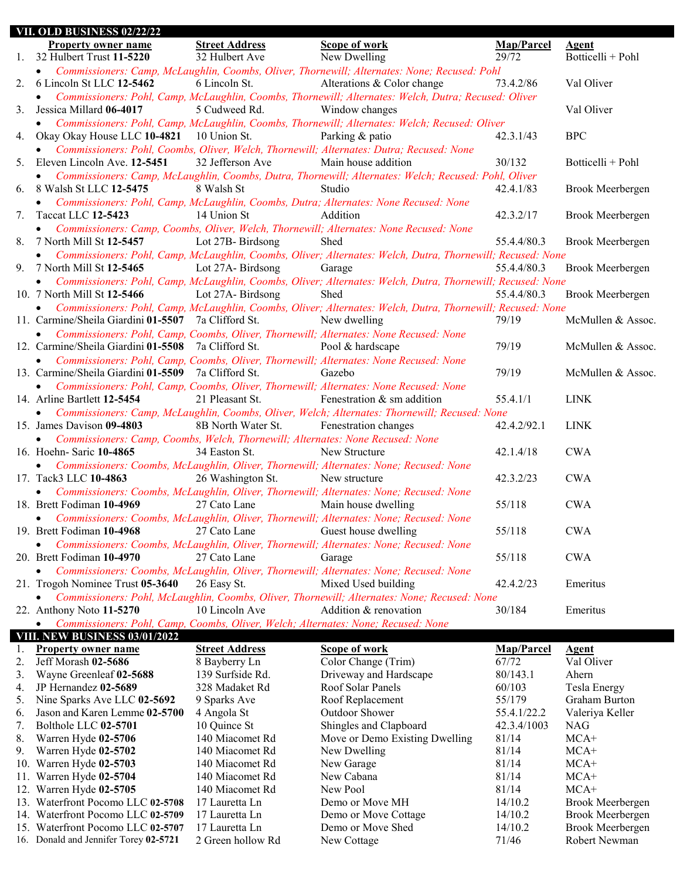## VII. OLD BUSINESS 02/22/22

| | Property owner name | Street Address | Scope of work | Map/Parcel | Agent |
|---|---|---|---|---|---|
| 1. | 32 Hulbert Trust **11-5220** | 32 Hulbert Ave | New Dwelling | 29/72 | Botticelli + Pohl |

- *Commissioners: Camp, McLaughlin, Coombs, Oliver, Thornewill; Alternates: None; Recused: Pohl*

| | Property owner name | Street Address | Scope of work | Map/Parcel | Agent |
|---|---|---|---|---|---|
| 2. | 6 Lincoln St LLC **12-5462** | 6 Lincoln St. | Alterations & Color change | 73.4.2/86 | Val Oliver |

- *Commissioners: Pohl, Camp, McLaughlin, Coombs, Thornewill; Alternates: Welch, Dutra; Recused: Oliver*

| | Property owner name | Street Address | Scope of work | Map/Parcel | Agent |
|---|---|---|---|---|---|
| 3. | Jessica Millard **06-4017** | 5 Cudweed Rd. | Window changes | | Val Oliver |

- *Commissioners: Pohl, Camp, McLaughlin, Coombs, Thornewill; Alternates: Welch; Recused: Oliver*

| | Property owner name | Street Address | Scope of work | Map/Parcel | Agent |
|---|---|---|---|---|---|
| 4. | Okay Okay House LLC **10-4821** | 10 Union St. | Parking & patio | 42.3.1/43 | BPC |

- *Commissioners: Pohl, Coombs, Oliver, Welch, Thornewill; Alternates: Dutra; Recused: None*

| | Property owner name | Street Address | Scope of work | Map/Parcel | Agent |
|---|---|---|---|---|---|
| 5. | Eleven Lincoln Ave. **12-5451** | 32 Jefferson Ave | Main house addition | 30/132 | Botticelli + Pohl |

- *Commissioners: Camp, McLaughlin, Coombs, Dutra, Thornewill; Alternates: Welch; Recused: Pohl, Oliver*

| | Property owner name | Street Address | Scope of work | Map/Parcel | Agent |
|---|---|---|---|---|---|
| 6. | 8 Walsh St LLC **12-5475** | 8 Walsh St | Studio | 42.4.1/83 | Brook Meerbergen |

- *Commissioners: Pohl, Camp, McLaughlin, Coombs, Dutra; Alternates: None Recused: None*

| | Property owner name | Street Address | Scope of work | Map/Parcel | Agent |
|---|---|---|---|---|---|
| 7. | Taccat LLC **12-5423** | 14 Union St | Addition | 42.3.2/17 | Brook Meerbergen |

- *Commissioners: Camp, Coombs, Oliver, Welch, Thornewill; Alternates: None Recused: None*

| | Property owner name | Street Address | Scope of work | Map/Parcel | Agent |
|---|---|---|---|---|---|
| 8. | 7 North Mill St **12-5457** | Lot 27B- Birdsong | Shed | 55.4.4/80.3 | Brook Meerbergen |

- *Commissioners: Pohl, Camp, McLaughlin, Coombs, Oliver; Alternates: Welch, Dutra, Thornewill; Recused: None*

| | Property owner name | Street Address | Scope of work | Map/Parcel | Agent |
|---|---|---|---|---|---|
| 9. | 7 North Mill St **12-5465** | Lot 27A- Birdsong | Garage | 55.4.4/80.3 | Brook Meerbergen |

- *Commissioners: Pohl, Camp, McLaughlin, Coombs, Oliver; Alternates: Welch, Dutra, Thornewill; Recused: None*

| | Property owner name | Street Address | Scope of work | Map/Parcel | Agent |
|---|---|---|---|---|---|
| 10. | 7 North Mill St **12-5466** | Lot 27A- Birdsong | Shed | 55.4.4/80.3 | Brook Meerbergen |

- *Commissioners: Pohl, Camp, McLaughlin, Coombs, Oliver; Alternates: Welch, Dutra, Thornewill; Recused: None*

| | Property owner name | Street Address | Scope of work | Map/Parcel | Agent |
|---|---|---|---|---|---|
| 11. | Carmine/Sheila Giardini **01-5507** | 7a Clifford St. | New dwelling | 79/19 | McMullen & Assoc. |

- *Commissioners: Pohl, Camp, Coombs, Oliver, Thornewill; Alternates: None Recused: None*

| | Property owner name | Street Address | Scope of work | Map/Parcel | Agent |
|---|---|---|---|---|---|
| 12. | Carmine/Sheila Giardini **01-5508** | 7a Clifford St. | Pool & hardscape | 79/19 | McMullen & Assoc. |

- *Commissioners: Pohl, Camp, Coombs, Oliver, Thornewill; Alternates: None Recused: None*

| | Property owner name | Street Address | Scope of work | Map/Parcel | Agent |
|---|---|---|---|---|---|
| 13. | Carmine/Sheila Giardini **01-5509** | 7a Clifford St. | Gazebo | 79/19 | McMullen & Assoc. |

- *Commissioners: Pohl, Camp, Coombs, Oliver, Thornewill; Alternates: None Recused: None*

| | Property owner name | Street Address | Scope of work | Map/Parcel | Agent |
|---|---|---|---|---|---|
| 14. | Arline Bartlett **12-5454** | 21 Pleasant St. | Fenestration & sm addition | 55.4.1/1 | LINK |

- *Commissioners: Camp, McLaughlin, Coombs, Oliver, Welch; Alternates: Thornewill; Recused: None*

| | Property owner name | Street Address | Scope of work | Map/Parcel | Agent |
|---|---|---|---|---|---|
| 15. | James Davison **09-4803** | 8B North Water St. | Fenestration changes | 42.4.2/92.1 | LINK |

- *Commissioners: Camp, Coombs, Welch, Thornewill; Alternates: None Recused: None*

| | Property owner name | Street Address | Scope of work | Map/Parcel | Agent |
|---|---|---|---|---|---|
| 16. | Hoehn- Saric **10-4865** | 34 Easton St. | New Structure | 42.1.4/18 | CWA |

- *Commissioners: Coombs, McLaughlin, Oliver, Thornewill; Alternates: None; Recused: None*

| | Property owner name | Street Address | Scope of work | Map/Parcel | Agent |
|---|---|---|---|---|---|
| 17. | Tack3 LLC **10-4863** | 26 Washington St. | New structure | 42.3.2/23 | CWA |

- *Commissioners: Coombs, McLaughlin, Oliver, Thornewill; Alternates: None; Recused: None*

| | Property owner name | Street Address | Scope of work | Map/Parcel | Agent |
|---|---|---|---|---|---|
| 18. | Brett Fodiman **10-4969** | 27 Cato Lane | Main house dwelling | 55/118 | CWA |

- *Commissioners: Coombs, McLaughlin, Oliver, Thornewill; Alternates: None; Recused: None*

| | Property owner name | Street Address | Scope of work | Map/Parcel | Agent |
|---|---|---|---|---|---|
| 19. | Brett Fodiman **10-4968** | 27 Cato Lane | Guest house dwelling | 55/118 | CWA |

- *Commissioners: Coombs, McLaughlin, Oliver, Thornewill; Alternates: None; Recused: None*

| | Property owner name | Street Address | Scope of work | Map/Parcel | Agent |
|---|---|---|---|---|---|
| 20. | Brett Fodiman **10-4970** | 27 Cato Lane | Garage | 55/118 | CWA |

- *Commissioners: Coombs, McLaughlin, Oliver, Thornewill; Alternates: None; Recused: None*

| | Property owner name | Street Address | Scope of work | Map/Parcel | Agent |
|---|---|---|---|---|---|
| 21. | Trogoh Nominee Trust **05-3640** | 26 Easy St. | Mixed Used building | 42.4.2/23 | Emeritus |

- *Commissioners: Pohl, McLaughlin, Coombs, Oliver, Thornewill; Alternates: None; Recused: None*

| | Property owner name | Street Address | Scope of work | Map/Parcel | Agent |
|---|---|---|---|---|---|
| 22. | Anthony Noto **11-5270** | 10 Lincoln Ave | Addition & renovation | 30/184 | Emeritus |

- *Commissioners: Pohl, Camp, Coombs, Oliver, Welch; Alternates: None; Recused: None*

## VIII. NEW BUSINESS 03/01/2022

| | Property owner name | Street Address | Scope of work | Map/Parcel | Agent |
|---|---|---|---|---|---|
| 2. | Jeff Morash **02-5686** | 8 Bayberry Ln | Color Change (Trim) | 67/72 | Val Oliver |
| 3. | Wayne Greenleaf **02-5688** | 139 Surfside Rd. | Driveway and Hardscape | 80/143.1 | Ahern |
| 4. | JP Hernandez **02-5689** | 328 Madaket Rd | Roof Solar Panels | 60/103 | Tesla Energy |
| 5. | Nine Sparks Ave LLC **02-5692** | 9 Sparks Ave | Roof Replacement | 55/179 | Graham Burton |
| 6. | Jason and Karen Lemme **02-5700** | 4 Angola St | Outdoor Shower | 55.4.1/22.2 | Valeriya Keller |
| 7. | Bolthole LLC **02-5701** | 10 Quince St | Shingles and Clapboard | 42.3.4/1003 | NAG |
| 8. | Warren Hyde **02-5706** | 140 Miacomet Rd | Move or Demo Existing Dwelling | 81/14 | MCA+ |
| 9. | Warren Hyde **02-5702** | 140 Miacomet Rd | New Dwelling | 81/14 | MCA+ |
| 10. | Warren Hyde **02-5703** | 140 Miacomet Rd | New Garage | 81/14 | MCA+ |
| 11. | Warren Hyde **02-5704** | 140 Miacomet Rd | New Cabana | 81/14 | MCA+ |
| 12. | Warren Hyde **02-5705** | 140 Miacomet Rd | New Pool | 81/14 | MCA+ |
| 13. | Waterfront Pocomo LLC **02-5708** | 17 Lauretta Ln | Demo or Move MH | 14/10.2 | Brook Meerbergen |
| 14. | Waterfront Pocomo LLC **02-5709** | 17 Lauretta Ln | Demo or Move Cottage | 14/10.2 | Brook Meerbergen |
| 15. | Waterfront Pocomo LLC **02-5707** | 17 Lauretta Ln | Demo or Move Shed | 14/10.2 | Brook Meerbergen |
| 16. | Donald and Jennifer Torey **02-5721** | 2 Green hollow Rd | New Cottage | 71/46 | Robert Newman |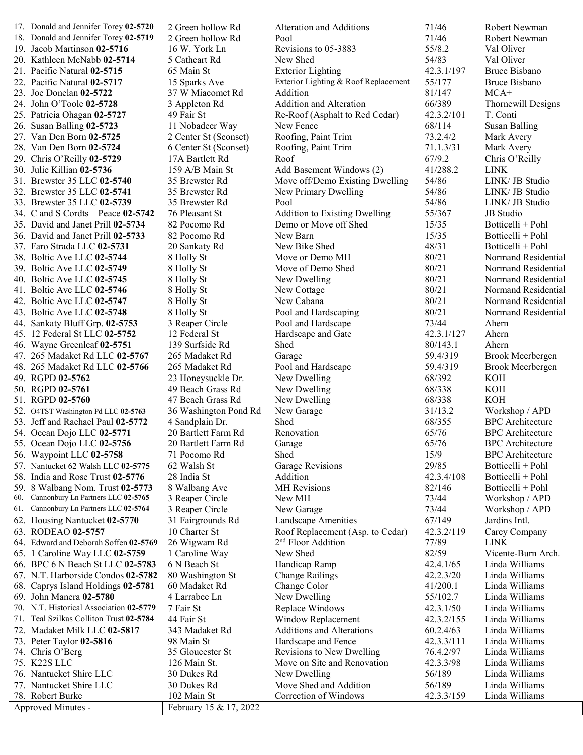| | | | | |
|---|---|---|---|---|
| 17. Donald and Jennifer Torey **02-5720** | 2 Green hollow Rd | Alteration and Additions | 71/46 | Robert Newman |
| 18. Donald and Jennifer Torey **02-5719** | 2 Green hollow Rd | Pool | 71/46 | Robert Newman |
| 19. Jacob Martinson **02-5716** | 16 W. York Ln | Revisions to 05-3883 | 55/8.2 | Val Oliver |
| 20. Kathleen McNabb **02-5714** | 5 Cathcart Rd | New Shed | 54/83 | Val Oliver |
| 21. Pacific Natural **02-5715** | 65 Main St | Exterior Lighting | 42.3.1/197 | Bruce Bisbano |
| 22. Pacific Natural **02-5717** | 15 Sparks Ave | Exterior Lighting & Roof Replacement | 55/177 | Bruce Bisbano |
| 23. Joe Donelan **02-5722** | 37 W Miacomet Rd | Addition | 81/147 | MCA+ |
| 24. John O'Toole **02-5728** | 3 Appleton Rd | Addition and Alteration | 66/389 | Thornewill Designs |
| 25. Patricia Ohagan **02-5727** | 49 Fair St | Re-Roof (Asphalt to Red Cedar) | 42.3.2/101 | T. Conti |
| 26. Susan Balling **02-5723** | 11 Nobadeer Way | New Fence | 68/114 | Susan Balling |
| 27. Van Den Born **02-5725** | 2 Center St (Sconset) | Roofing, Paint Trim | 73.2.4/2 | Mark Avery |
| 28. Van Den Born **02-5724** | 6 Center St (Sconset) | Roofing, Paint Trim | 71.1.3/31 | Mark Avery |
| 29. Chris O'Reilly **02-5729** | 17A Bartlett Rd | Roof | 67/9.2 | Chris O'Reilly |
| 30. Julie Killian **02-5736** | 159 A/B Main St | Add Basement Windows (2) | 41/288.2 | LINK |
| 31. Brewster 35 LLC **02-5740** | 35 Brewster Rd | Move off/Demo Existing Dwelling | 54/86 | LINK/ JB Studio |
| 32. Brewster 35 LLC **02-5741** | 35 Brewster Rd | New Primary Dwelling | 54/86 | LINK/ JB Studio |
| 33. Brewster 35 LLC **02-5739** | 35 Brewster Rd | Pool | 54/86 | LINK/ JB Studio |
| 34. C and S Cordts – Peace **02-5742** | 76 Pleasant St | Addition to Existing Dwelling | 55/367 | JB Studio |
| 35. David and Janet Prill **02-5734** | 82 Pocomo Rd | Demo or Move off Shed | 15/35 | Botticelli + Pohl |
| 36. David and Janet Prill **02-5733** | 82 Pocomo Rd | New Barn | 15/35 | Botticelli + Pohl |
| 37. Faro Strada LLC **02-5731** | 20 Sankaty Rd | New Bike Shed | 48/31 | Botticelli + Pohl |
| 38. Boltic Ave LLC **02-5744** | 8 Holly St | Move or Demo MH | 80/21 | Normand Residential |
| 39. Boltic Ave LLC **02-5749** | 8 Holly St | Move of Demo Shed | 80/21 | Normand Residential |
| 40. Boltic Ave LLC **02-5745** | 8 Holly St | New Dwelling | 80/21 | Normand Residential |
| 41. Boltic Ave LLC **02-5746** | 8 Holly St | New Cottage | 80/21 | Normand Residential |
| 42. Boltic Ave LLC **02-5747** | 8 Holly St | New Cabana | 80/21 | Normand Residential |
| 43. Boltic Ave LLC **02-5748** | 8 Holly St | Pool and Hardscaping | 80/21 | Normand Residential |
| 44. Sankaty Bluff Grp. **02-5753** | 3 Reaper Circle | Pool and Hardscape | 73/44 | Ahern |
| 45. 12 Federal St LLC **02-5752** | 12 Federal St | Hardscape and Gate | 42.3.1/127 | Ahern |
| 46. Wayne Greenleaf **02-5751** | 139 Surfside Rd | Shed | 80/143.1 | Ahern |
| 47. 265 Madaket Rd LLC **02-5767** | 265 Madaket Rd | Garage | 59.4/319 | Brook Meerbergen |
| 48. 265 Madaket Rd LLC **02-5766** | 265 Madaket Rd | Pool and Hardscape | 59.4/319 | Brook Meerbergen |
| 49. RGPD **02-5762** | 23 Honeysuckle Dr. | New Dwelling | 68/392 | KOH |
| 50. RGPD **02-5761** | 49 Beach Grass Rd | New Dwelling | 68/338 | KOH |
| 51. RGPD **02-5760** | 47 Beach Grass Rd | New Dwelling | 68/338 | KOH |
| 52. O4TST Washington Pd LLC **02-5763** | 36 Washington Pond Rd | New Garage | 31/13.2 | Workshop / APD |
| 53. Jeff and Rachael Paul **02-5772** | 4 Sandplain Dr. | Shed | 68/355 | BPC Architecture |
| 54. Ocean Dojo LLC **02-5771** | 20 Bartlett Farm Rd | Renovation | 65/76 | BPC Architecture |
| 55. Ocean Dojo LLC **02-5756** | 20 Bartlett Farm Rd | Garage | 65/76 | BPC Architecture |
| 56. Waypoint LLC **02-5758** | 71 Pocomo Rd | Shed | 15/9 | BPC Architecture |
| 57. Nantucket 62 Walsh LLC **02-5775** | 62 Walsh St | Garage Revisions | 29/85 | Botticelli + Pohl |
| 58. India and Rose Trust **02-5776** | 28 India St | Addition | 42.3.4/108 | Botticelli + Pohl |
| 59. 8 Walbang Nom. Trust **02-5773** | 8 Walbang Ave | MH Revisions | 82/146 | Botticelli + Pohl |
| 60. Cannonbury Ln Partners LLC **02-5765** | 3 Reaper Circle | New MH | 73/44 | Workshop / APD |
| 61. Cannonbury Ln Partners LLC **02-5764** | 3 Reaper Circle | New Garage | 73/44 | Workshop / APD |
| 62. Housing Nantucket **02-5770** | 31 Fairgrounds Rd | Landscape Amenities | 67/149 | Jardins Intl. |
| 63. RODEAO **02-5757** | 10 Charter St | Roof Replacement (Asp. to Cedar) | 42.3.2/119 | Carey Company |
| 64. Edward and Deborah Soffen **02-5769** | 26 Wigwam Rd | 2nd Floor Addition | 77/89 | LINK |
| 65. 1 Caroline Way LLC **02-5759** | 1 Caroline Way | New Shed | 82/59 | Vicente-Burn Arch. |
| 66. BPC 6 N Beach St LLC **02-5783** | 6 N Beach St | Handicap Ramp | 42.4.1/65 | Linda Williams |
| 67. N.T. Harborside Condos **02-5782** | 80 Washington St | Change Railings | 42.2.3/20 | Linda Williams |
| 68. Caprys Island Holdings **02-5781** | 60 Madaket Rd | Change Color | 41/200.1 | Linda Williams |
| 69. John Manera **02-5780** | 4 Larrabee Ln | New Dwelling | 55/102.7 | Linda Williams |
| 70. N.T. Historical Association **02-5779** | 7 Fair St | Replace Windows | 42.3.1/50 | Linda Williams |
| 71. Teal Szilkas Colliton Trust **02-5784** | 44 Fair St | Window Replacement | 42.3.2/155 | Linda Williams |
| 72. Madaket Milk LLC **02-5817** | 343 Madaket Rd | Additions and Alterations | 60.2.4/63 | Linda Williams |
| 73. Peter Taylor **02-5816** | 98 Main St | Hardscape and Fence | 42.3.3/111 | Linda Williams |
| 74. Chris O'Berg | 35 Gloucester St | Revisions to New Dwelling | 76.4.2/97 | Linda Williams |
| 75. K22S LLC | 126 Main St. | Move on Site and Renovation | 42.3.3/98 | Linda Williams |
| 76. Nantucket Shire LLC | 30 Dukes Rd | New Dwelling | 56/189 | Linda Williams |
| 77. Nantucket Shire LLC | 30 Dukes Rd | Move Shed and Addition | 56/189 | Linda Williams |
| 78. Robert Burke | 102 Main St | Correction of Windows | 42.3.3/159 | Linda Williams |
| Approved Minutes - | February 15 & 17, 2022 | | | |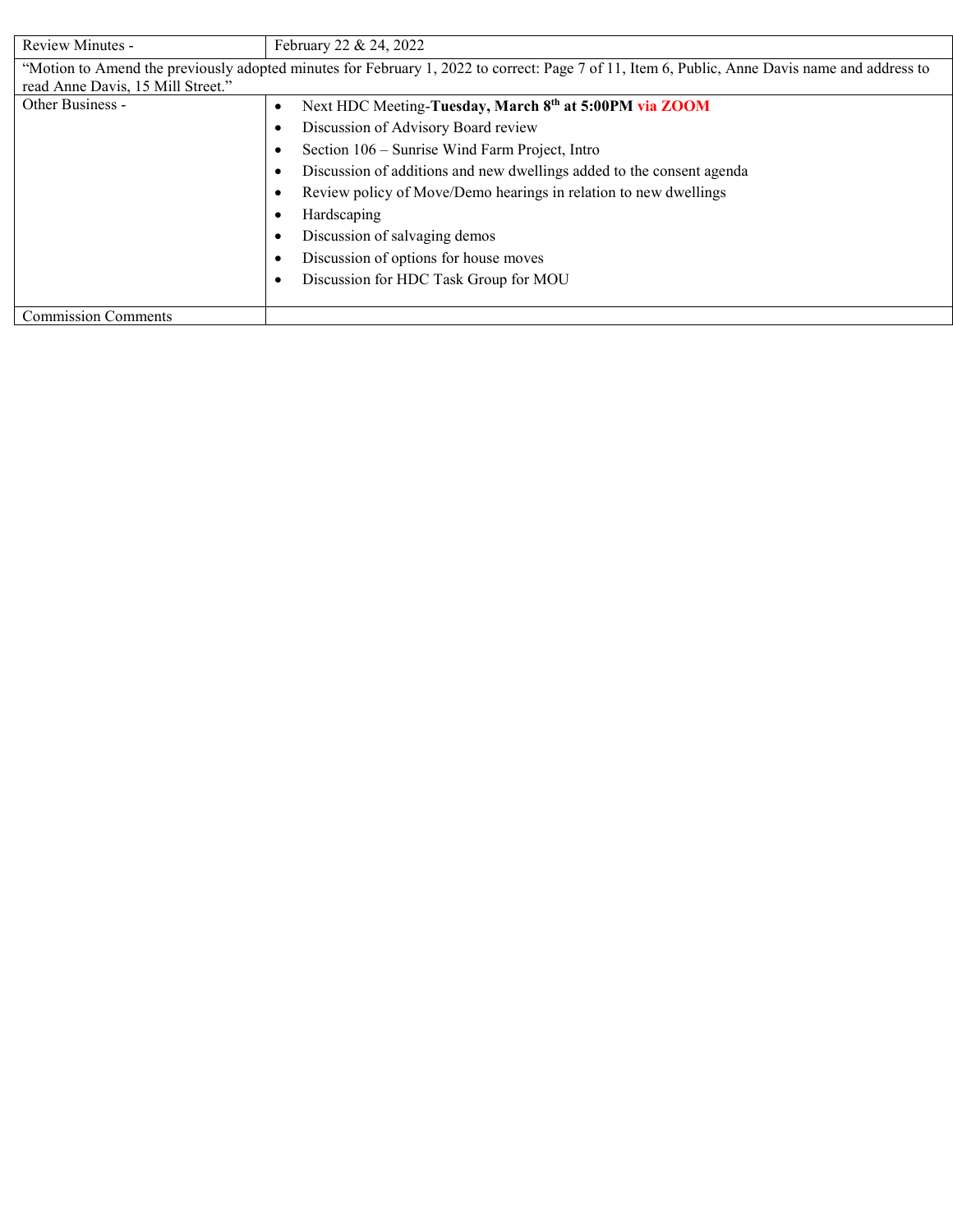| | |
|---|---|
| Review Minutes - | February 22 & 24, 2022 |
| "Motion to Amend the previously adopted minutes for February 1, 2022 to correct: Page 7 of 11, Item 6, Public, Anne Davis name and address to read Anne Davis, 15 Mill Street." | |
| Other Business - | • Next HDC Meeting-**Tuesday, March 8th at 5:00PM via ZOOM**<br>• Discussion of Advisory Board review<br>• Section 106 – Sunrise Wind Farm Project, Intro<br>• Discussion of additions and new dwellings added to the consent agenda<br>• Review policy of Move/Demo hearings in relation to new dwellings<br>• Hardscaping<br>• Discussion of salvaging demos<br>• Discussion of options for house moves<br>• Discussion for HDC Task Group for MOU |
| Commission Comments | |